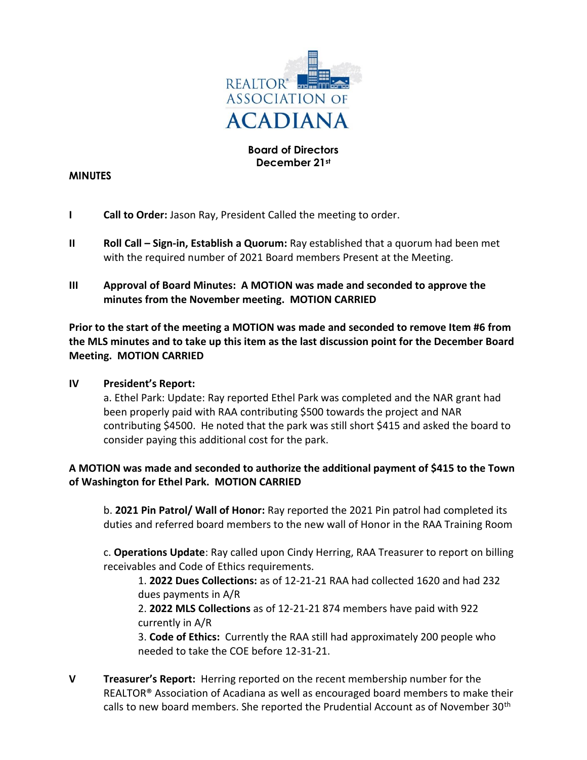REALTOR® ASSOCIATION OF ACADIANA

**Board of Directors**
**December 21st**

**MINUTES**

**I** **Call to Order:** Jason Ray, President Called the meeting to order.

**II** **Roll Call – Sign-in, Establish a Quorum:** Ray established that a quorum had been met with the required number of 2021 Board members Present at the Meeting.

**III** **Approval of Board Minutes: A MOTION was made and seconded to approve the minutes from the November meeting. MOTION CARRIED**

**Prior to the start of the meeting a MOTION was made and seconded to remove Item #6 from the MLS minutes and to take up this item as the last discussion point for the December Board Meeting. MOTION CARRIED**

**IV** **President's Report:**

a. Ethel Park: Update: Ray reported Ethel Park was completed and the NAR grant had been properly paid with RAA contributing $500 towards the project and NAR contributing $4500. He noted that the park was still short $415 and asked the board to consider paying this additional cost for the park.

**A MOTION was made and seconded to authorize the additional payment of $415 to the Town of Washington for Ethel Park. MOTION CARRIED**

b. **2021 Pin Patrol/ Wall of Honor:** Ray reported the 2021 Pin patrol had completed its duties and referred board members to the new wall of Honor in the RAA Training Room

c. **Operations Update**: Ray called upon Cindy Herring, RAA Treasurer to report on billing receivables and Code of Ethics requirements.

1. **2022 Dues Collections:** as of 12-21-21 RAA had collected 1620 and had 232 dues payments in A/R
2. **2022 MLS Collections** as of 12-21-21 874 members have paid with 922 currently in A/R
3. **Code of Ethics:** Currently the RAA still had approximately 200 people who needed to take the COE before 12-31-21.

**V** **Treasurer's Report:** Herring reported on the recent membership number for the REALTOR® Association of Acadiana as well as encouraged board members to make their calls to new board members. She reported the Prudential Account as of November 30th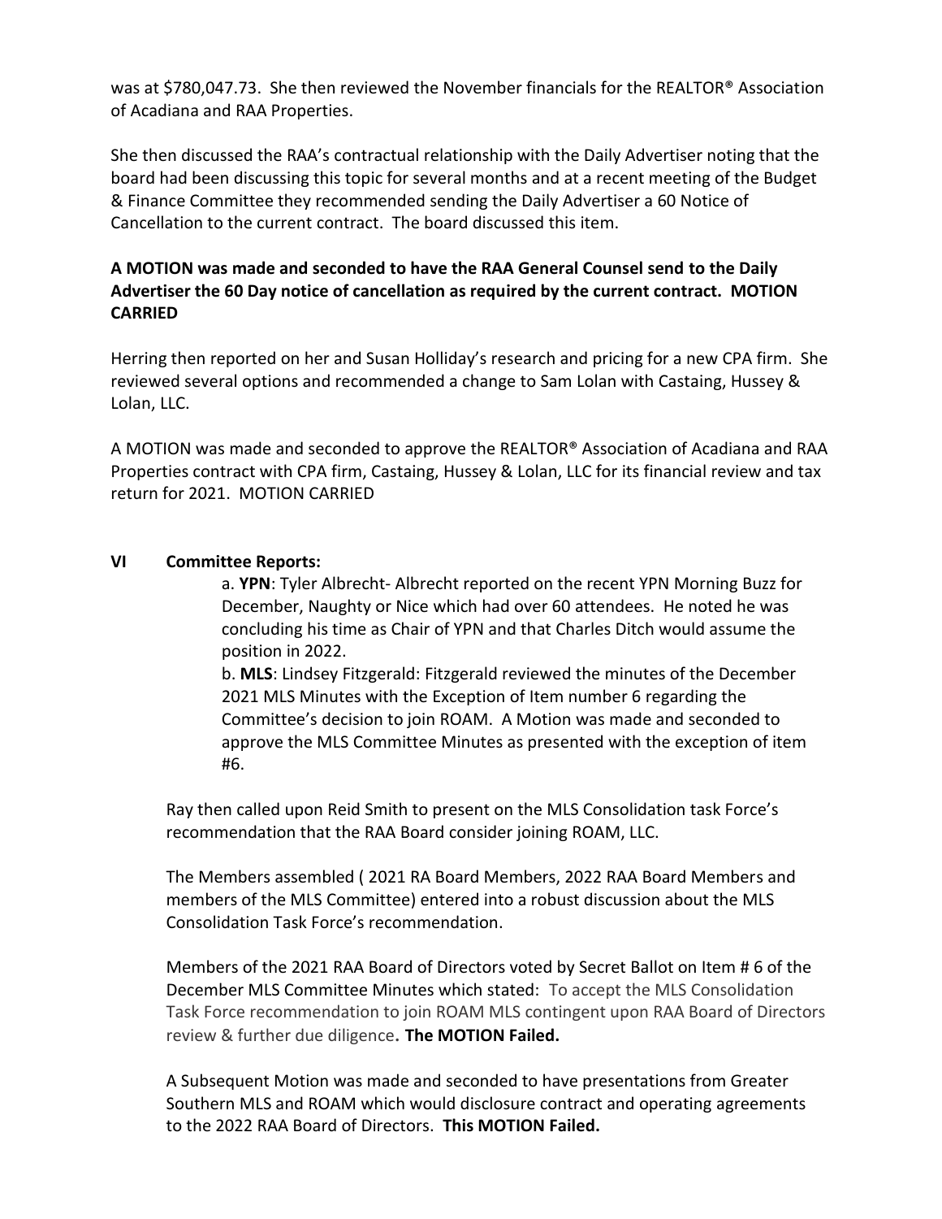was at $780,047.73. She then reviewed the November financials for the REALTOR® Association of Acadiana and RAA Properties.

She then discussed the RAA's contractual relationship with the Daily Advertiser noting that the board had been discussing this topic for several months and at a recent meeting of the Budget & Finance Committee they recommended sending the Daily Advertiser a 60 Notice of Cancellation to the current contract. The board discussed this item.

**A MOTION was made and seconded to have the RAA General Counsel send to the Daily Advertiser the 60 Day notice of cancellation as required by the current contract. MOTION CARRIED**

Herring then reported on her and Susan Holliday's research and pricing for a new CPA firm. She reviewed several options and recommended a change to Sam Lolan with Castaing, Hussey & Lolan, LLC.

A MOTION was made and seconded to approve the REALTOR® Association of Acadiana and RAA Properties contract with CPA firm, Castaing, Hussey & Lolan, LLC for its financial review and tax return for 2021. MOTION CARRIED

## VI Committee Reports:

a. **YPN**: Tyler Albrecht- Albrecht reported on the recent YPN Morning Buzz for December, Naughty or Nice which had over 60 attendees. He noted he was concluding his time as Chair of YPN and that Charles Ditch would assume the position in 2022.

b. **MLS**: Lindsey Fitzgerald: Fitzgerald reviewed the minutes of the December 2021 MLS Minutes with the Exception of Item number 6 regarding the Committee's decision to join ROAM. A Motion was made and seconded to approve the MLS Committee Minutes as presented with the exception of item #6.

Ray then called upon Reid Smith to present on the MLS Consolidation task Force's recommendation that the RAA Board consider joining ROAM, LLC.

The Members assembled ( 2021 RA Board Members, 2022 RAA Board Members and members of the MLS Committee) entered into a robust discussion about the MLS Consolidation Task Force's recommendation.

Members of the 2021 RAA Board of Directors voted by Secret Ballot on Item # 6 of the December MLS Committee Minutes which stated: To accept the MLS Consolidation Task Force recommendation to join ROAM MLS contingent upon RAA Board of Directors review & further due diligence**. The MOTION Failed.**

A Subsequent Motion was made and seconded to have presentations from Greater Southern MLS and ROAM which would disclosure contract and operating agreements to the 2022 RAA Board of Directors. **This MOTION Failed.**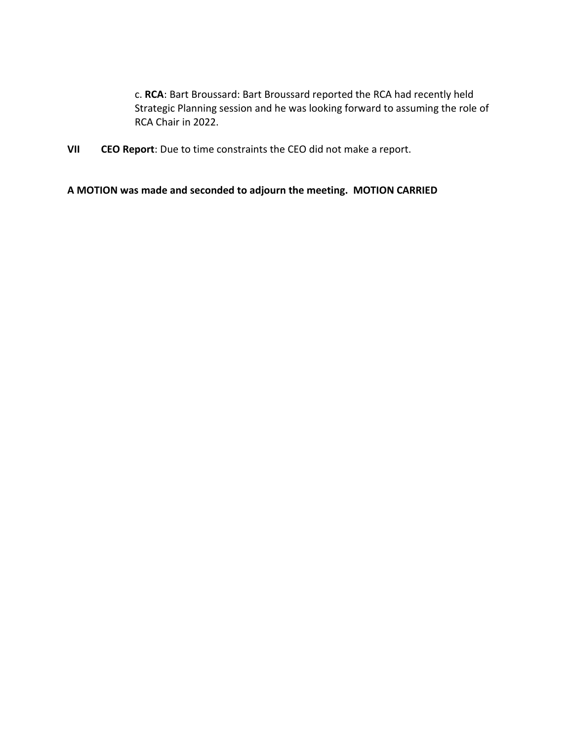c. **RCA**: Bart Broussard: Bart Broussard reported the RCA had recently held Strategic Planning session and he was looking forward to assuming the role of RCA Chair in 2022.

**VII** **CEO Report**: Due to time constraints the CEO did not make a report.

**A MOTION was made and seconded to adjourn the meeting. MOTION CARRIED**